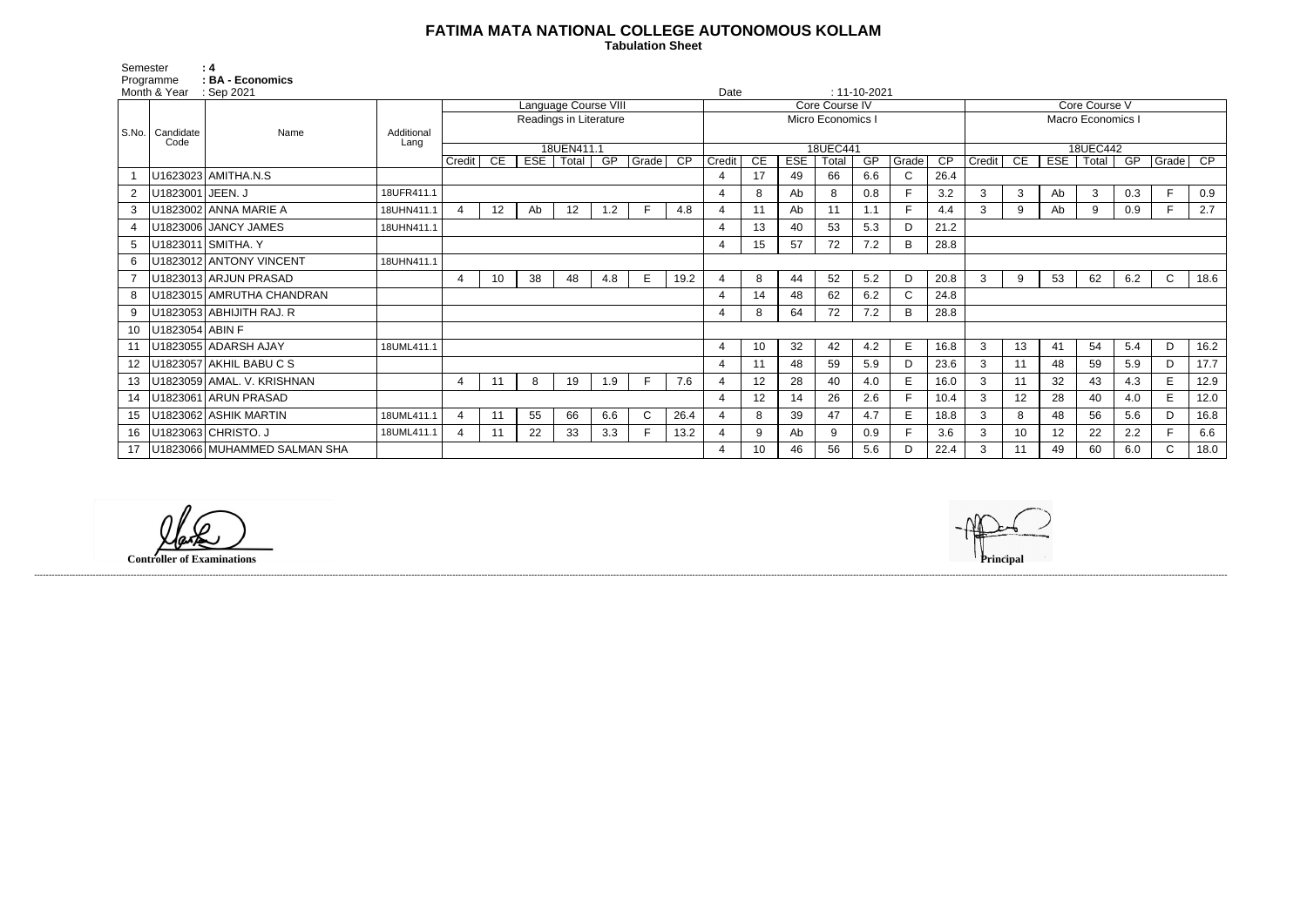# FATIMA MATA NATIONAL COLLEGE AUTONOMOUS KOLLAM

**Tabulation Sheet**

Semester : 4
Programme : BA - Economics
Month & Year : Sep 2021
Date : 11-10-2021

| S.No. | Candidate Code | Name | Additional Lang | Language Course VIII | | | | | | | Core Course IV | | | | | | | Core Course V | | | | | | |
|---|---|---|---|---|---|---|---|---|---|---|---|---|---|---|---|---|---|---|---|---|---|---|---|---|
| | | | | Readings in Literature | | | | | | | Micro Economics I | | | | | | | Macro Economics I | | | | | | |
| | | | | 18UEN411.1 | | | | | | | 18UEC441 | | | | | | | 18UEC442 | | | | | | |
| | | | | Credit | CE | ESE | Total | GP | Grade | CP | Credit | CE | ESE | Total | GP | Grade | CP | Credit | CE | ESE | Total | GP | Grade | CP |
| 1 | U1623023 | AMITHA.N.S | | | | | | | | | 4 | 17 | 49 | 66 | 6.6 | C | 26.4 | | | | | | | |
| 2 | U1823001 | JEEN. J | 18UFR411.1 | | | | | | | | 4 | 8 | Ab | 8 | 0.8 | F | 3.2 | 3 | 3 | Ab | 3 | 0.3 | F | 0.9 |
| 3 | U1823002 | ANNA MARIE A | 18UHN411.1 | 4 | 12 | Ab | 12 | 1.2 | F | 4.8 | 4 | 11 | Ab | 11 | 1.1 | F | 4.4 | 3 | 9 | Ab | 9 | 0.9 | F | 2.7 |
| 4 | U1823006 | JANCY JAMES | 18UHN411.1 | | | | | | | | 4 | 13 | 40 | 53 | 5.3 | D | 21.2 | | | | | | | |
| 5 | U1823011 | SMITHA. Y | | | | | | | | | 4 | 15 | 57 | 72 | 7.2 | B | 28.8 | | | | | | | |
| 6 | U1823012 | ANTONY VINCENT | 18UHN411.1 | | | | | | | | | | | | | | | | | | | | | |
| 7 | U1823013 | ARJUN PRASAD | | 4 | 10 | 38 | 48 | 4.8 | E | 19.2 | 4 | 8 | 44 | 52 | 5.2 | D | 20.8 | 3 | 9 | 53 | 62 | 6.2 | C | 18.6 |
| 8 | U1823015 | AMRUTHA CHANDRAN | | | | | | | | | 4 | 14 | 48 | 62 | 6.2 | C | 24.8 | | | | | | | |
| 9 | U1823053 | ABHIJITH RAJ. R | | | | | | | | | 4 | 8 | 64 | 72 | 7.2 | B | 28.8 | | | | | | | |
| 10 | U1823054 | ABIN F | | | | | | | | | | | | | | | | | | | | | | |
| 11 | U1823055 | ADARSH AJAY | 18UML411.1 | | | | | | | | 4 | 10 | 32 | 42 | 4.2 | E | 16.8 | 3 | 13 | 41 | 54 | 5.4 | D | 16.2 |
| 12 | U1823057 | AKHIL BABU C S | | | | | | | | | 4 | 11 | 48 | 59 | 5.9 | D | 23.6 | 3 | 11 | 48 | 59 | 5.9 | D | 17.7 |
| 13 | U1823059 | AMAL. V. KRISHNAN | | 4 | 11 | 8 | 19 | 1.9 | F | 7.6 | 4 | 12 | 28 | 40 | 4.0 | E | 16.0 | 3 | 11 | 32 | 43 | 4.3 | E | 12.9 |
| 14 | U1823061 | ARUN PRASAD | | | | | | | | | 4 | 12 | 14 | 26 | 2.6 | F | 10.4 | 3 | 12 | 28 | 40 | 4.0 | E | 12.0 |
| 15 | U1823062 | ASHIK MARTIN | 18UML411.1 | 4 | 11 | 55 | 66 | 6.6 | C | 26.4 | 4 | 8 | 39 | 47 | 4.7 | E | 18.8 | 3 | 8 | 48 | 56 | 5.6 | D | 16.8 |
| 16 | U1823063 | CHRISTO. J | 18UML411.1 | 4 | 11 | 22 | 33 | 3.3 | F | 13.2 | 4 | 9 | Ab | 9 | 0.9 | F | 3.6 | 3 | 10 | 12 | 22 | 2.2 | F | 6.6 |
| 17 | U1823066 | MUHAMMED SALMAN SHA | | | | | | | | | 4 | 10 | 46 | 56 | 5.6 | D | 22.4 | 3 | 11 | 49 | 60 | 6.0 | C | 18.0 |

**Controller of Examinations**

**Principal**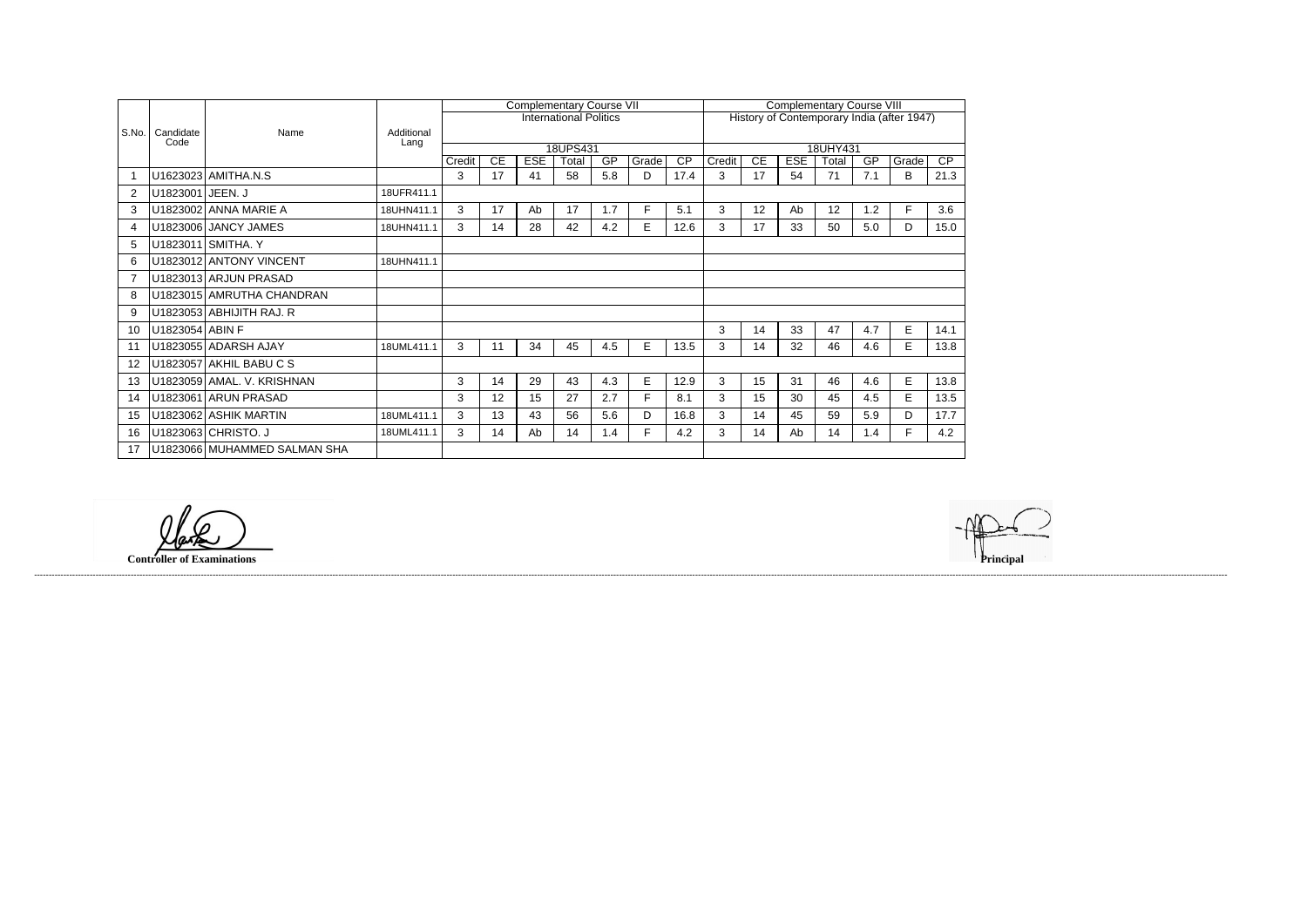| S.No. | Candidate Code | Name | Additional Lang | Complementary Course VII International Politics 18UPS431 | | | | | | | Complementary Course VIII History of Contemporary India (after 1947) 18UHY431 | | | | | | |
|---|---|---|---|---|---|---|---|---|---|---|---|---|---|---|---|---|---|
| | | | | Credit | CE | ESE | Total | GP | Grade | CP | Credit | CE | ESE | Total | GP | Grade | CP |
| 1 | U1623023 | AMITHA.N.S | | 3 | 17 | 41 | 58 | 5.8 | D | 17.4 | 3 | 17 | 54 | 71 | 7.1 | B | 21.3 |
| 2 | U1823001 | JEEN. J | 18UFR411.1 | | | | | | | | | | | | | | |
| 3 | U1823002 | ANNA MARIE A | 18UHN411.1 | 3 | 17 | Ab | 17 | 1.7 | F | 5.1 | 3 | 12 | Ab | 12 | 1.2 | F | 3.6 |
| 4 | U1823006 | JANCY JAMES | 18UHN411.1 | 3 | 14 | 28 | 42 | 4.2 | E | 12.6 | 3 | 17 | 33 | 50 | 5.0 | D | 15.0 |
| 5 | U1823011 | SMITHA. Y | | | | | | | | | | | | | | | |
| 6 | U1823012 | ANTONY VINCENT | 18UHN411.1 | | | | | | | | | | | | | | |
| 7 | U1823013 | ARJUN PRASAD | | | | | | | | | | | | | | | |
| 8 | U1823015 | AMRUTHA CHANDRAN | | | | | | | | | | | | | | | |
| 9 | U1823053 | ABHIJITH RAJ. R | | | | | | | | | | | | | | | |
| 10 | U1823054 | ABIN F | | | | | | | | | 3 | 14 | 33 | 47 | 4.7 | E | 14.1 |
| 11 | U1823055 | ADARSH AJAY | 18UML411.1 | 3 | 11 | 34 | 45 | 4.5 | E | 13.5 | 3 | 14 | 32 | 46 | 4.6 | E | 13.8 |
| 12 | U1823057 | AKHIL BABU C S | | | | | | | | | | | | | | | |
| 13 | U1823059 | AMAL. V. KRISHNAN | | 3 | 14 | 29 | 43 | 4.3 | E | 12.9 | 3 | 15 | 31 | 46 | 4.6 | E | 13.8 |
| 14 | U1823061 | ARUN PRASAD | | 3 | 12 | 15 | 27 | 2.7 | F | 8.1 | 3 | 15 | 30 | 45 | 4.5 | E | 13.5 |
| 15 | U1823062 | ASHIK MARTIN | 18UML411.1 | 3 | 13 | 43 | 56 | 5.6 | D | 16.8 | 3 | 14 | 45 | 59 | 5.9 | D | 17.7 |
| 16 | U1823063 | CHRISTO. J | 18UML411.1 | 3 | 14 | Ab | 14 | 1.4 | F | 4.2 | 3 | 14 | Ab | 14 | 1.4 | F | 4.2 |
| 17 | U1823066 | MUHAMMED SALMAN SHA | | | | | | | | | | | | | | | |

**Controller of Examinations**

**Principal**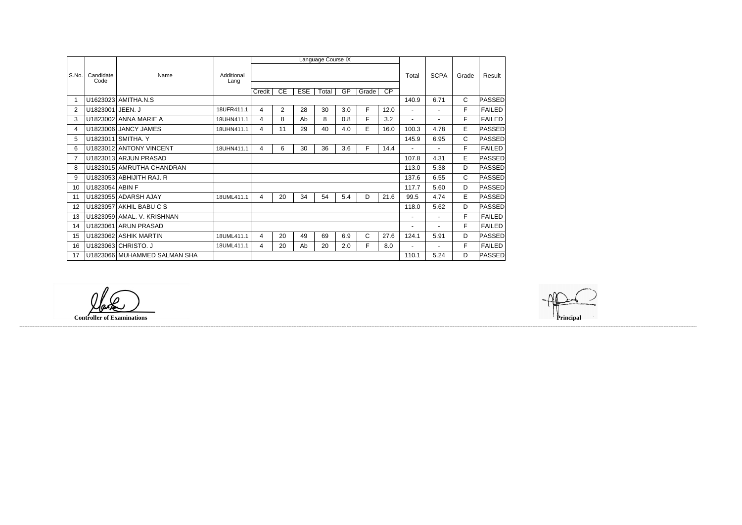| S.No. | Candidate Code | Name | Additional Lang | Language Course IX | | | | | | | Total | SCPA | Grade | Result |
|---|---|---|---|---|---|---|---|---|---|---|---|---|---|---|
| | | | | Credit | CE | ESE | Total | GP | Grade | CP | | | | |
| 1 | U1623023 | AMITHA.N.S | | | | | | | | | 140.9 | 6.71 | C | PASSED |
| 2 | U1823001 | JEEN. J | 18UFR411.1 | 4 | 2 | 28 | 30 | 3.0 | F | 12.0 | - | - | F | FAILED |
| 3 | U1823002 | ANNA MARIE A | 18UHN411.1 | 4 | 8 | Ab | 8 | 0.8 | F | 3.2 | - | - | F | FAILED |
| 4 | U1823006 | JANCY JAMES | 18UHN411.1 | 4 | 11 | 29 | 40 | 4.0 | E | 16.0 | 100.3 | 4.78 | E | PASSED |
| 5 | U1823011 | SMITHA. Y | | | | | | | | | 145.9 | 6.95 | C | PASSED |
| 6 | U1823012 | ANTONY VINCENT | 18UHN411.1 | 4 | 6 | 30 | 36 | 3.6 | F | 14.4 | - | - | F | FAILED |
| 7 | U1823013 | ARJUN PRASAD | | | | | | | | | 107.8 | 4.31 | E | PASSED |
| 8 | U1823015 | AMRUTHA CHANDRAN | | | | | | | | | 113.0 | 5.38 | D | PASSED |
| 9 | U1823053 | ABHIJITH RAJ. R | | | | | | | | | 137.6 | 6.55 | C | PASSED |
| 10 | U1823054 | ABIN F | | | | | | | | | 117.7 | 5.60 | D | PASSED |
| 11 | U1823055 | ADARSH AJAY | 18UML411.1 | 4 | 20 | 34 | 54 | 5.4 | D | 21.6 | 99.5 | 4.74 | E | PASSED |
| 12 | U1823057 | AKHIL BABU C S | | | | | | | | | 118.0 | 5.62 | D | PASSED |
| 13 | U1823059 | AMAL. V. KRISHNAN | | | | | | | | | - | - | F | FAILED |
| 14 | U1823061 | ARUN PRASAD | | | | | | | | | - | - | F | FAILED |
| 15 | U1823062 | ASHIK MARTIN | 18UML411.1 | 4 | 20 | 49 | 69 | 6.9 | C | 27.6 | 124.1 | 5.91 | D | PASSED |
| 16 | U1823063 | CHRISTO. J | 18UML411.1 | 4 | 20 | Ab | 20 | 2.0 | F | 8.0 | - | - | F | FAILED |
| 17 | U1823066 | MUHAMMED SALMAN SHA | | | | | | | | | 110.1 | 5.24 | D | PASSED |

**Controller of Examinations**

**Principal**